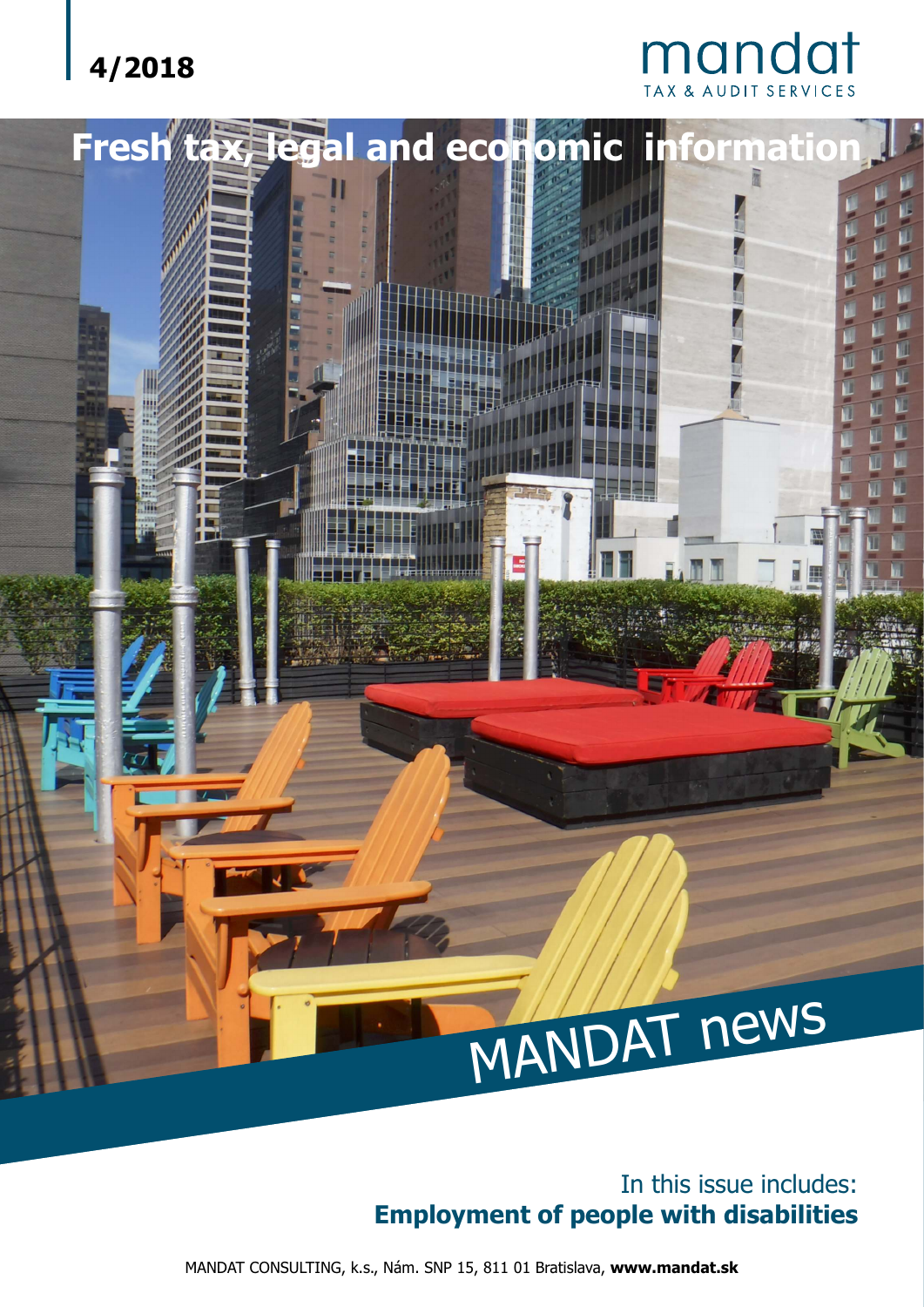4/2018

mandat
TAX & AUDIT SERVICES

# Fresh tax, legal and economic information

# MANDAT news

In this issue includes:
**Employment of people with disabilities**

MANDAT CONSULTING, k.s., Nám. SNP 15, 811 01 Bratislava, **www.mandat.sk**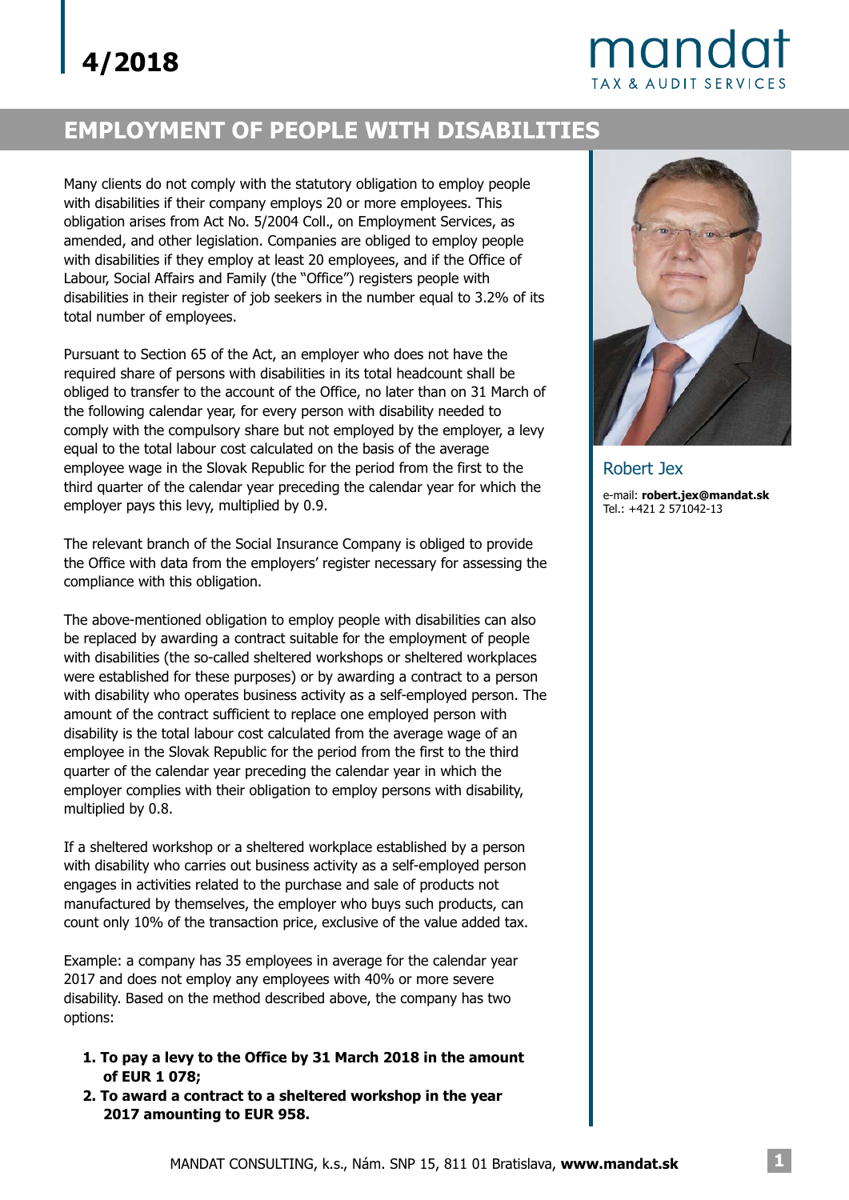# 4/2018

## EMPLOYMENT OF PEOPLE WITH DISABILITIES

Many clients do not comply with the statutory obligation to employ people with disabilities if their company employs 20 or more employees. This obligation arises from Act No. 5/2004 Coll., on Employment Services, as amended, and other legislation. Companies are obliged to employ people with disabilities if they employ at least 20 employees, and if the Office of Labour, Social Affairs and Family (the "Office") registers people with disabilities in their register of job seekers in the number equal to 3.2% of its total number of employees.

Pursuant to Section 65 of the Act, an employer who does not have the required share of persons with disabilities in its total headcount shall be obliged to transfer to the account of the Office, no later than on 31 March of the following calendar year, for every person with disability needed to comply with the compulsory share but not employed by the employer, a levy equal to the total labour cost calculated on the basis of the average employee wage in the Slovak Republic for the period from the first to the third quarter of the calendar year preceding the calendar year for which the employer pays this levy, multiplied by 0.9.

The relevant branch of the Social Insurance Company is obliged to provide the Office with data from the employers' register necessary for assessing the compliance with this obligation.

The above-mentioned obligation to employ people with disabilities can also be replaced by awarding a contract suitable for the employment of people with disabilities (the so-called sheltered workshops or sheltered workplaces were established for these purposes) or by awarding a contract to a person with disability who operates business activity as a self-employed person. The amount of the contract sufficient to replace one employed person with disability is the total labour cost calculated from the average wage of an employee in the Slovak Republic for the period from the first to the third quarter of the calendar year preceding the calendar year in which the employer complies with their obligation to employ persons with disability, multiplied by 0.8.

If a sheltered workshop or a sheltered workplace established by a person with disability who carries out business activity as a self-employed person engages in activities related to the purchase and sale of products not manufactured by themselves, the employer who buys such products, can count only 10% of the transaction price, exclusive of the value added tax.

Example: a company has 35 employees in average for the calendar year 2017 and does not employ any employees with 40% or more severe disability. Based on the method described above, the company has two options:

1. **To pay a levy to the Office by 31 March 2018 in the amount of EUR 1 078;**
2. **To award a contract to a sheltered workshop in the year 2017 amounting to EUR 958.**

Robert Jex

e-mail: **robert.jex@mandat.sk**
Tel.: +421 2 571042-13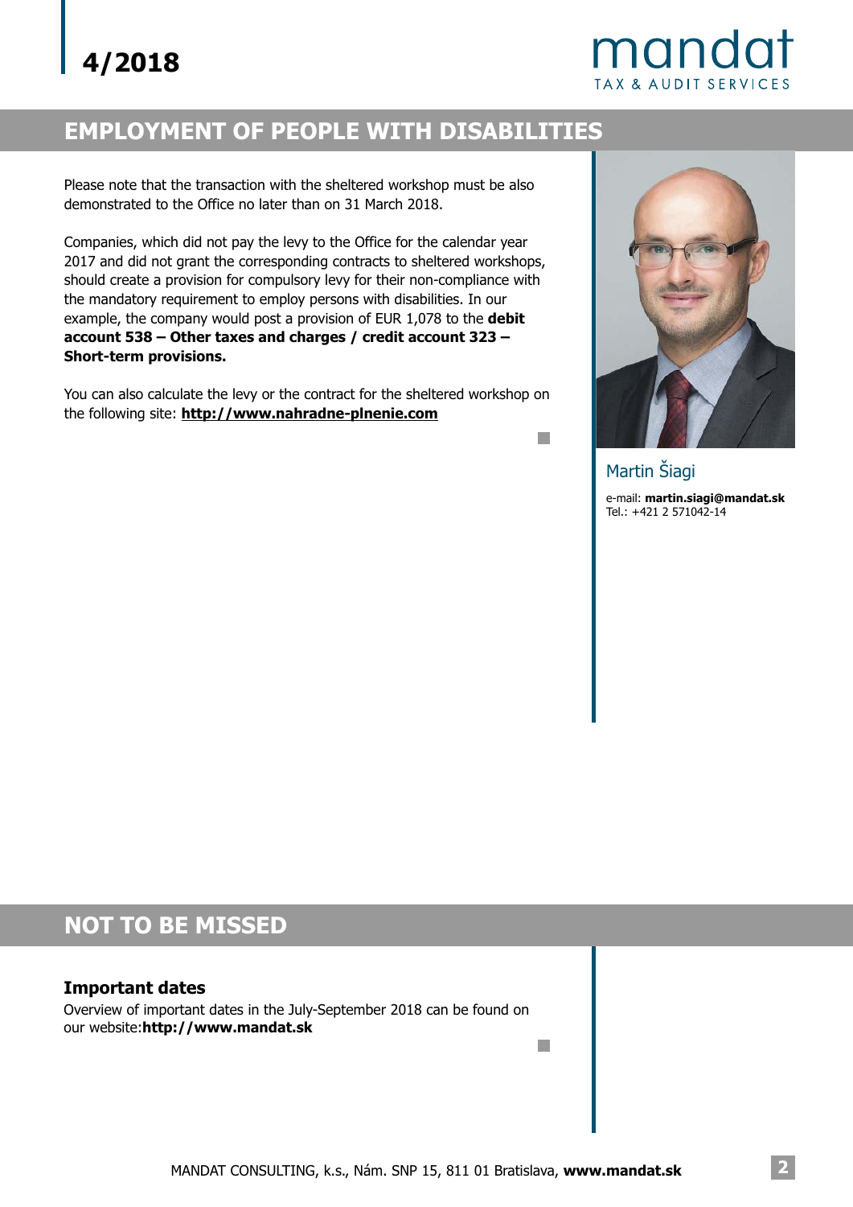## EMPLOYMENT OF PEOPLE WITH DISABILITIES

Please note that the transaction with the sheltered workshop must be also demonstrated to the Office no later than on 31 March 2018.

Companies, which did not pay the levy to the Office for the calendar year 2017 and did not grant the corresponding contracts to sheltered workshops, should create a provision for compulsory levy for their non-compliance with the mandatory requirement to employ persons with disabilities. In our example, the company would post a provision of EUR 1,078 to the **debit account 538 – Other taxes and charges / credit account 323 – Short-term provisions.**

You can also calculate the levy or the contract for the sheltered workshop on the following site: **http://www.nahradne-plnenie.com**

Martin Šiagi

e-mail: **martin.siagi@mandat.sk**
Tel.: +421 2 571042-14

## NOT TO BE MISSED

### Important dates

Overview of important dates in the July-September 2018 can be found on our website:**http://www.mandat.sk**

MANDAT CONSULTING, k.s., Nám. SNP 15, 811 01 Bratislava, **www.mandat.sk**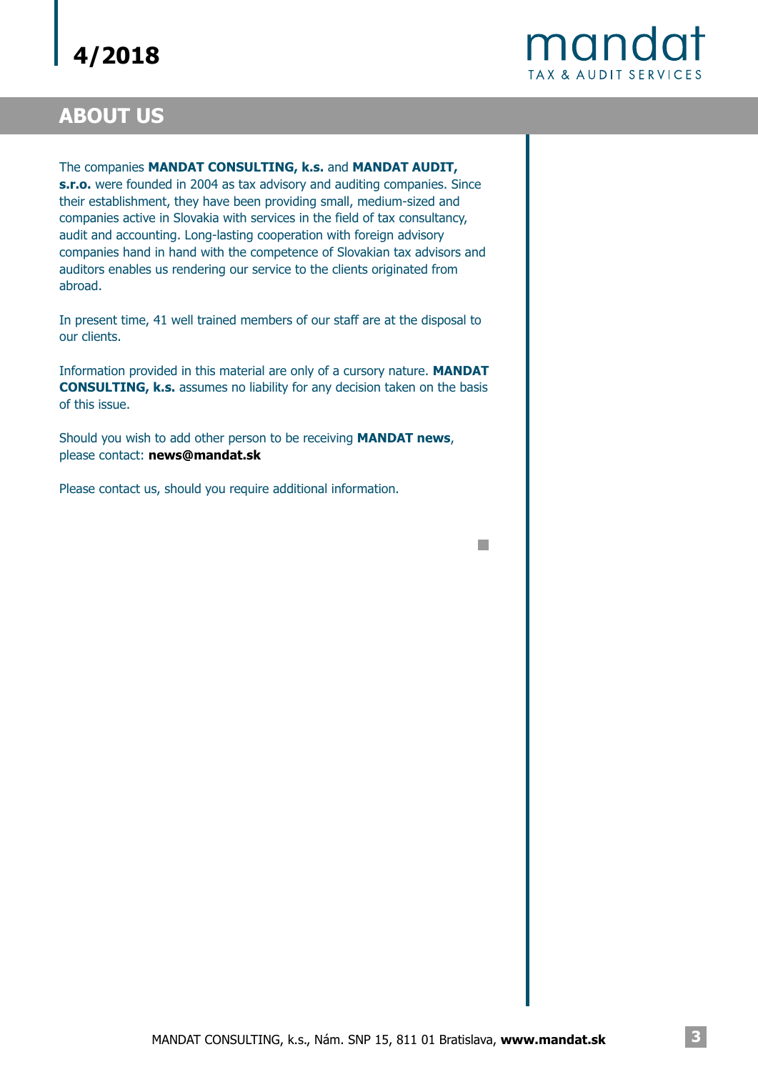## ABOUT US

The companies **MANDAT CONSULTING, k.s.** and **MANDAT AUDIT, s.r.o.** were founded in 2004 as tax advisory and auditing companies. Since their establishment, they have been providing small, medium-sized and companies active in Slovakia with services in the field of tax consultancy, audit and accounting. Long-lasting cooperation with foreign advisory companies hand in hand with the competence of Slovakian tax advisors and auditors enables us rendering our service to the clients originated from abroad.

In present time, 41 well trained members of our staff are at the disposal to our clients.

Information provided in this material are only of a cursory nature. **MANDAT CONSULTING, k.s.** assumes no liability for any decision taken on the basis of this issue.

Should you wish to add other person to be receiving **MANDAT news**, please contact: **news@mandat.sk**

Please contact us, should you require additional information.